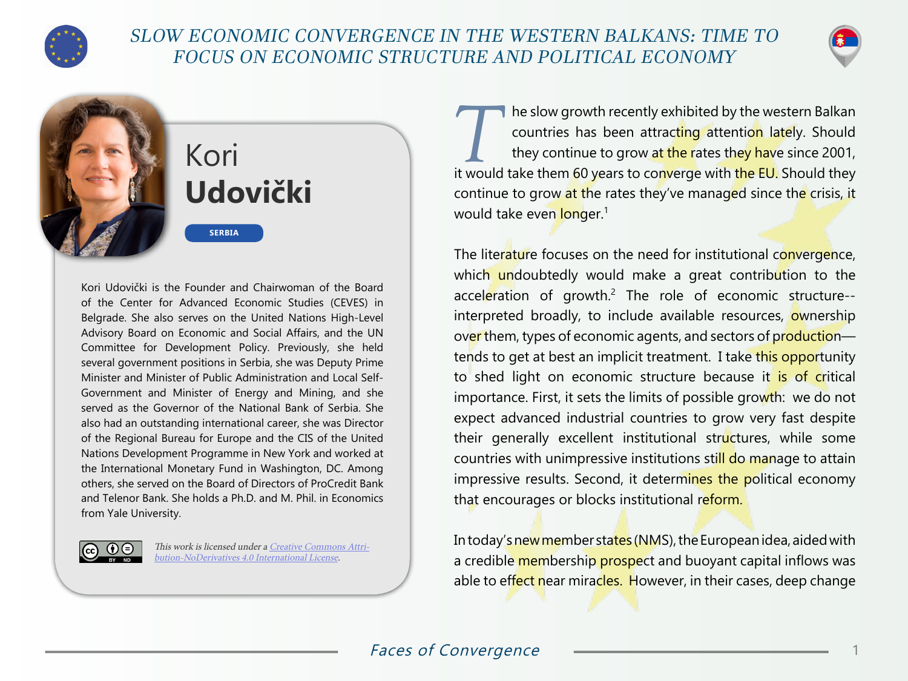# SLOW ECONOMIC CONVERGENCE IN THE WESTERN BALKANS: TIME TO FOCUS ON ECONOMIC STRUCTURE AND POLITICAL ECONOMY

## Kori **Udovički**

SERBIA

Kori Udovički is the Founder and Chairwoman of the Board of the Center for Advanced Economic Studies (CEVES) in Belgrade. She also serves on the United Nations High-Level Advisory Board on Economic and Social Affairs, and the UN Committee for Development Policy. Previously, she held several government positions in Serbia, she was Deputy Prime Minister and Minister of Public Administration and Local Self-Government and Minister of Energy and Mining, and she served as the Governor of the National Bank of Serbia. She also had an outstanding international career, she was Director of the Regional Bureau for Europe and the CIS of the United Nations Development Programme in New York and worked at the International Monetary Fund in Washington, DC. Among others, she served on the Board of Directors of ProCredit Bank and Telenor Bank. She holds a Ph.D. and M. Phil. in Economics from Yale University.

*This work is licensed under a Creative Commons Attribution-NoDerivatives 4.0 International License.*

The slow growth recently exhibited by the western Balkan countries has been attracting attention lately. Should they continue to grow at the rates they have since 2001, it would take them 60 years to converge with the EU. Should they continue to grow at the rates they've managed since the crisis, it would take even longer.[1]

The literature focuses on the need for institutional convergence, which undoubtedly would make a great contribution to the acceleration of growth.[2] The role of economic structure--interpreted broadly, to include available resources, ownership over them, types of economic agents, and sectors of production—tends to get at best an implicit treatment. I take this opportunity to shed light on economic structure because it is of critical importance. First, it sets the limits of possible growth: we do not expect advanced industrial countries to grow very fast despite their generally excellent institutional structures, while some countries with unimpressive institutions still do manage to attain impressive results. Second, it determines the political economy that encourages or blocks institutional reform.

In today's new member states (NMS), the European idea, aided with a credible membership prospect and buoyant capital inflows was able to effect near miracles. However, in their cases, deep change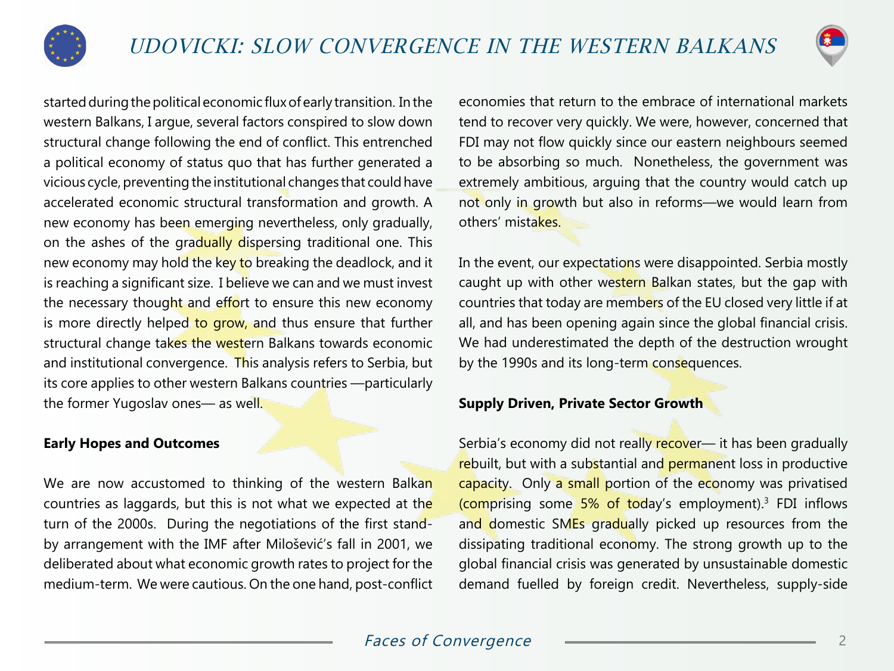started during the political economic flux of early transition. In the western Balkans, I argue, several factors conspired to slow down structural change following the end of conflict. This entrenched a political economy of status quo that has further generated a vicious cycle, preventing the institutional changes that could have accelerated economic structural transformation and growth. A new economy has been emerging nevertheless, only gradually, on the ashes of the gradually dispersing traditional one. This new economy may hold the key to breaking the deadlock, and it is reaching a significant size. I believe we can and we must invest the necessary thought and effort to ensure this new economy is more directly helped to grow, and thus ensure that further structural change takes the western Balkans towards economic and institutional convergence. This analysis refers to Serbia, but its core applies to other western Balkans countries —particularly the former Yugoslav ones— as well.

**Early Hopes and Outcomes**

We are now accustomed to thinking of the western Balkan countries as laggards, but this is not what we expected at the turn of the 2000s. During the negotiations of the first stand-by arrangement with the IMF after Milošević's fall in 2001, we deliberated about what economic growth rates to project for the medium-term. We were cautious. On the one hand, post-conflict economies that return to the embrace of international markets tend to recover very quickly. We were, however, concerned that FDI may not flow quickly since our eastern neighbours seemed to be absorbing so much. Nonetheless, the government was extremely ambitious, arguing that the country would catch up not only in growth but also in reforms—we would learn from others' mistakes.

In the event, our expectations were disappointed. Serbia mostly caught up with other western Balkan states, but the gap with countries that today are members of the EU closed very little if at all, and has been opening again since the global financial crisis. We had underestimated the depth of the destruction wrought by the 1990s and its long-term consequences.

**Supply Driven, Private Sector Growth**

Serbia's economy did not really recover— it has been gradually rebuilt, but with a substantial and permanent loss in productive capacity. Only a small portion of the economy was privatised (comprising some 5% of today's employment).[3] FDI inflows and domestic SMEs gradually picked up resources from the dissipating traditional economy. The strong growth up to the global financial crisis was generated by unsustainable domestic demand fuelled by foreign credit. Nevertheless, supply-side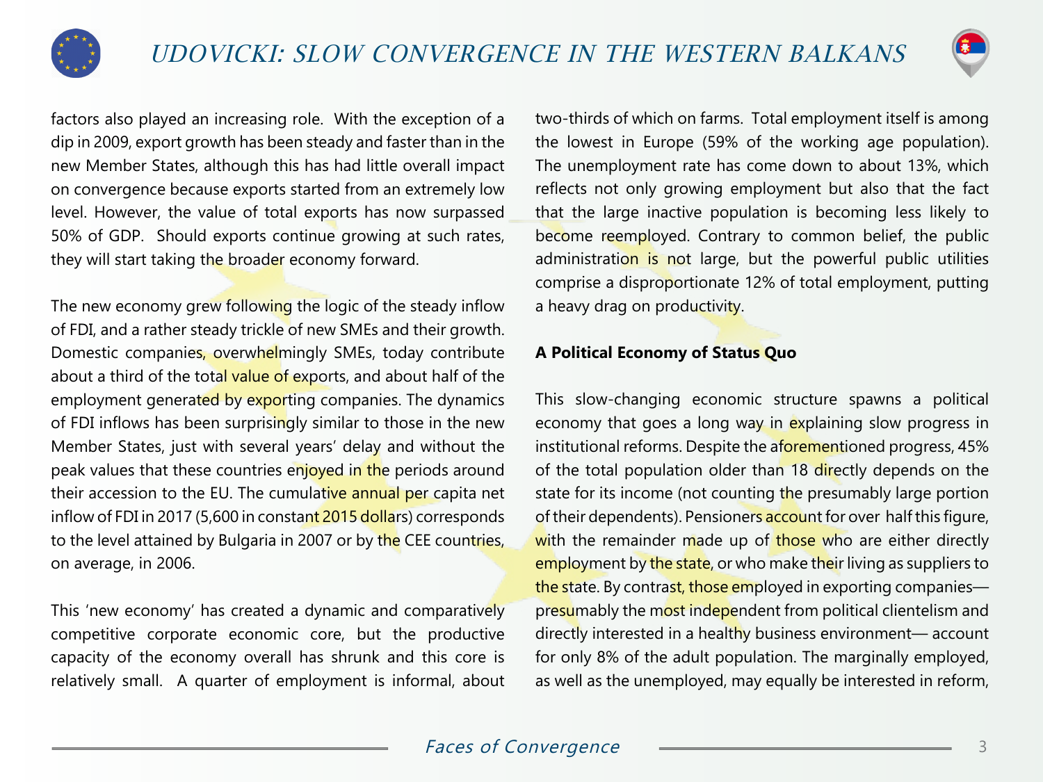factors also played an increasing role. With the exception of a dip in 2009, export growth has been steady and faster than in the new Member States, although this has had little overall impact on convergence because exports started from an extremely low level. However, the value of total exports has now surpassed 50% of GDP. Should exports continue growing at such rates, they will start taking the broader economy forward.

The new economy grew following the logic of the steady inflow of FDI, and a rather steady trickle of new SMEs and their growth. Domestic companies, overwhelmingly SMEs, today contribute about a third of the total value of exports, and about half of the employment generated by exporting companies. The dynamics of FDI inflows has been surprisingly similar to those in the new Member States, just with several years' delay and without the peak values that these countries enjoyed in the periods around their accession to the EU. The cumulative annual per capita net inflow of FDI in 2017 (5,600 in constant 2015 dollars) corresponds to the level attained by Bulgaria in 2007 or by the CEE countries, on average, in 2006.

This 'new economy' has created a dynamic and comparatively competitive corporate economic core, but the productive capacity of the economy overall has shrunk and this core is relatively small. A quarter of employment is informal, about two-thirds of which on farms. Total employment itself is among the lowest in Europe (59% of the working age population). The unemployment rate has come down to about 13%, which reflects not only growing employment but also that the fact that the large inactive population is becoming less likely to become reemployed. Contrary to common belief, the public administration is not large, but the powerful public utilities comprise a disproportionate 12% of total employment, putting a heavy drag on productivity.

**A Political Economy of Status Quo**

This slow-changing economic structure spawns a political economy that goes a long way in explaining slow progress in institutional reforms. Despite the aforementioned progress, 45% of the total population older than 18 directly depends on the state for its income (not counting the presumably large portion of their dependents). Pensioners account for over half this figure, with the remainder made up of those who are either directly employment by the state, or who make their living as suppliers to the state. By contrast, those employed in exporting companies—presumably the most independent from political clientelism and directly interested in a healthy business environment— account for only 8% of the adult population. The marginally employed, as well as the unemployed, may equally be interested in reform,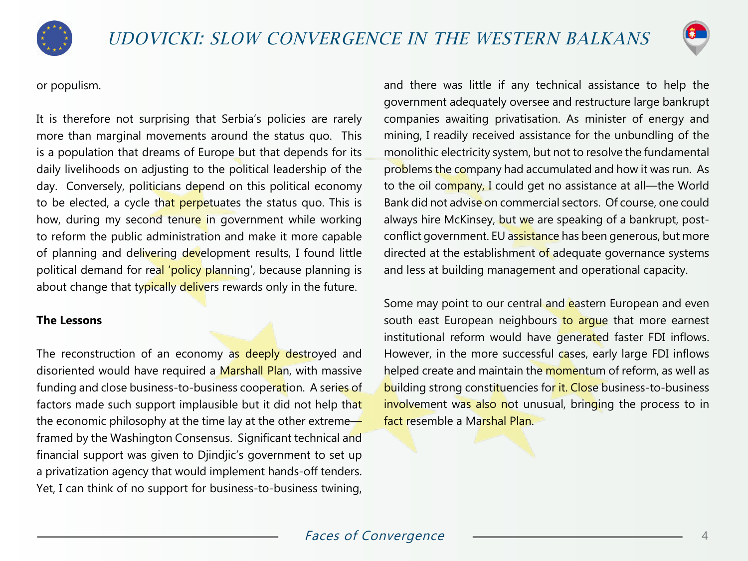or populism.

It is therefore not surprising that Serbia's policies are rarely more than marginal movements around the status quo. This is a population that dreams of Europe but that depends for its daily livelihoods on adjusting to the political leadership of the day. Conversely, politicians depend on this political economy to be elected, a cycle that perpetuates the status quo. This is how, during my second tenure in government while working to reform the public administration and make it more capable of planning and delivering development results, I found little political demand for real 'policy planning', because planning is about change that typically delivers rewards only in the future.

**The Lessons**

The reconstruction of an economy as deeply destroyed and disoriented would have required a Marshall Plan, with massive funding and close business-to-business cooperation. A series of factors made such support implausible but it did not help that the economic philosophy at the time lay at the other extreme—framed by the Washington Consensus. Significant technical and financial support was given to Djindjic's government to set up a privatization agency that would implement hands-off tenders. Yet, I can think of no support for business-to-business twining, and there was little if any technical assistance to help the government adequately oversee and restructure large bankrupt companies awaiting privatisation. As minister of energy and mining, I readily received assistance for the unbundling of the monolithic electricity system, but not to resolve the fundamental problems the company had accumulated and how it was run. As to the oil company, I could get no assistance at all—the World Bank did not advise on commercial sectors. Of course, one could always hire McKinsey, but we are speaking of a bankrupt, post-conflict government. EU assistance has been generous, but more directed at the establishment of adequate governance systems and less at building management and operational capacity.

Some may point to our central and eastern European and even south east European neighbours to argue that more earnest institutional reform would have generated faster FDI inflows. However, in the more successful cases, early large FDI inflows helped create and maintain the momentum of reform, as well as building strong constituencies for it. Close business-to-business involvement was also not unusual, bringing the process to in fact resemble a Marshal Plan.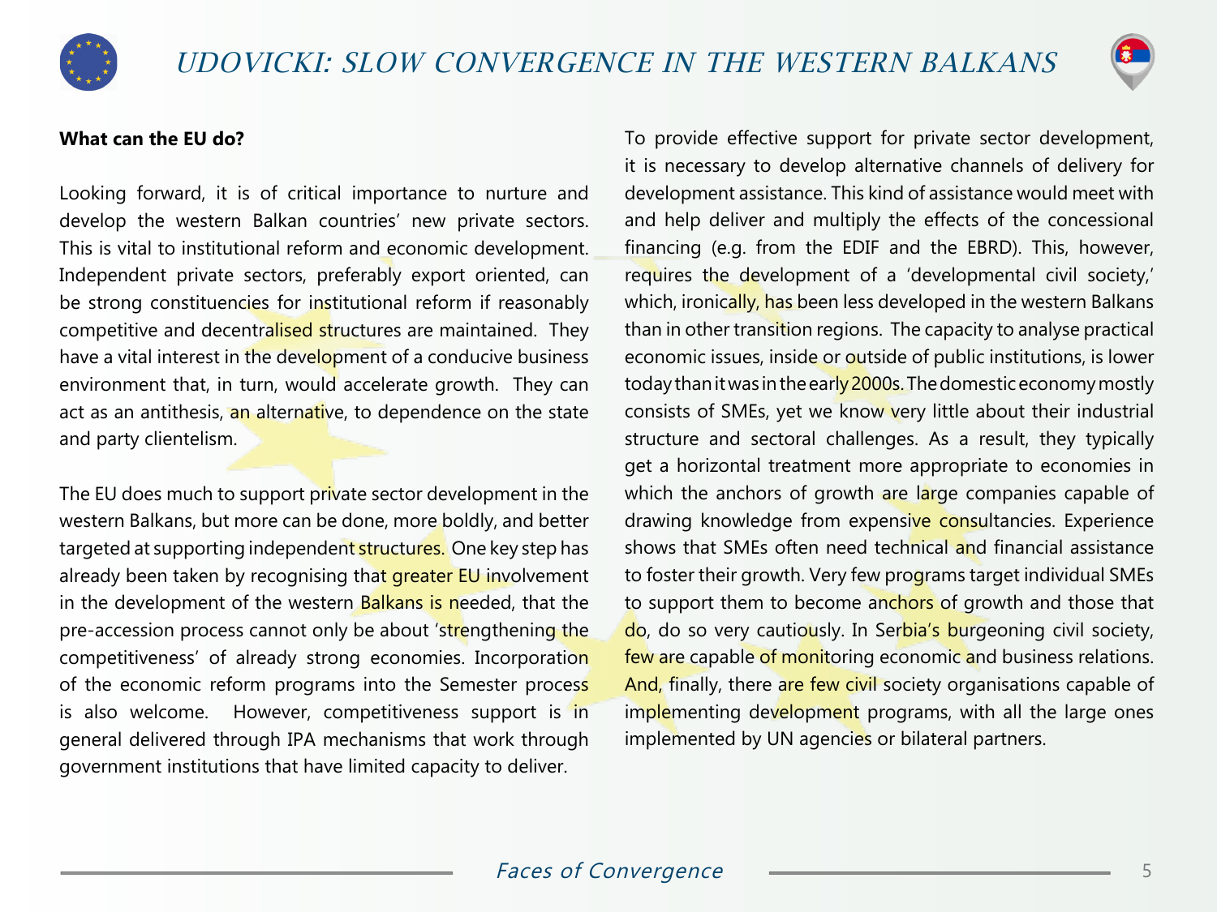**What can the EU do?**

Looking forward, it is of critical importance to nurture and develop the western Balkan countries' new private sectors. This is vital to institutional reform and economic development. Independent private sectors, preferably export oriented, can be strong constituencies for institutional reform if reasonably competitive and decentralised structures are maintained. They have a vital interest in the development of a conducive business environment that, in turn, would accelerate growth. They can act as an antithesis, an alternative, to dependence on the state and party clientelism.

The EU does much to support private sector development in the western Balkans, but more can be done, more boldly, and better targeted at supporting independent structures. One key step has already been taken by recognising that greater EU involvement in the development of the western Balkans is needed, that the pre-accession process cannot only be about 'strengthening the competitiveness' of already strong economies. Incorporation of the economic reform programs into the Semester process is also welcome. However, competitiveness support is in general delivered through IPA mechanisms that work through government institutions that have limited capacity to deliver.

To provide effective support for private sector development, it is necessary to develop alternative channels of delivery for development assistance. This kind of assistance would meet with and help deliver and multiply the effects of the concessional financing (e.g. from the EDIF and the EBRD). This, however, requires the development of a 'developmental civil society,' which, ironically, has been less developed in the western Balkans than in other transition regions. The capacity to analyse practical economic issues, inside or outside of public institutions, is lower today than it was in the early 2000s. The domestic economy mostly consists of SMEs, yet we know very little about their industrial structure and sectoral challenges. As a result, they typically get a horizontal treatment more appropriate to economies in which the anchors of growth are large companies capable of drawing knowledge from expensive consultancies. Experience shows that SMEs often need technical and financial assistance to foster their growth. Very few programs target individual SMEs to support them to become anchors of growth and those that do, do so very cautiously. In Serbia's burgeoning civil society, few are capable of monitoring economic and business relations. And, finally, there are few civil society organisations capable of implementing development programs, with all the large ones implemented by UN agencies or bilateral partners.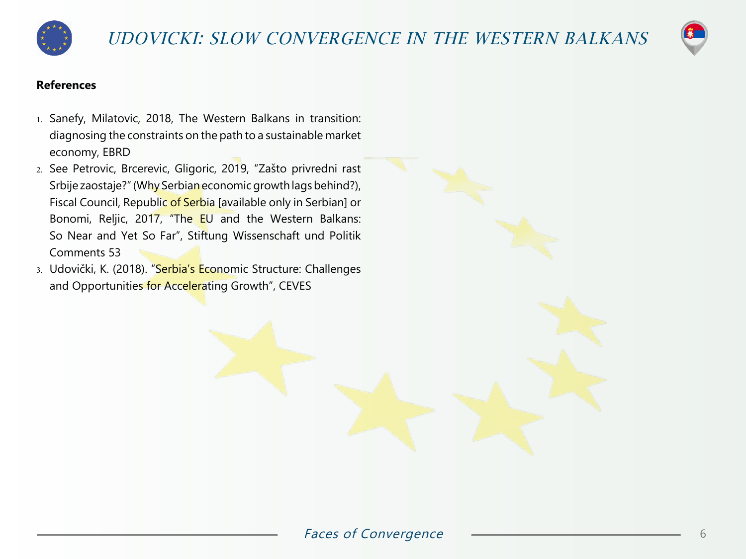**References**

1. Sanefy, Milatovic, 2018, The Western Balkans in transition: diagnosing the constraints on the path to a sustainable market economy, EBRD
2. See Petrovic, Brcerevic, Gligoric, 2019, "Zašto privredni rast Srbije zaostaje?" (Why Serbian economic growth lags behind?), Fiscal Council, Republic of Serbia [available only in Serbian] or Bonomi, Reljic, 2017, "The EU and the Western Balkans: So Near and Yet So Far", Stiftung Wissenschaft und Politik Comments 53
3. Udovički, K. (2018). "Serbia's Economic Structure: Challenges and Opportunities for Accelerating Growth", CEVES